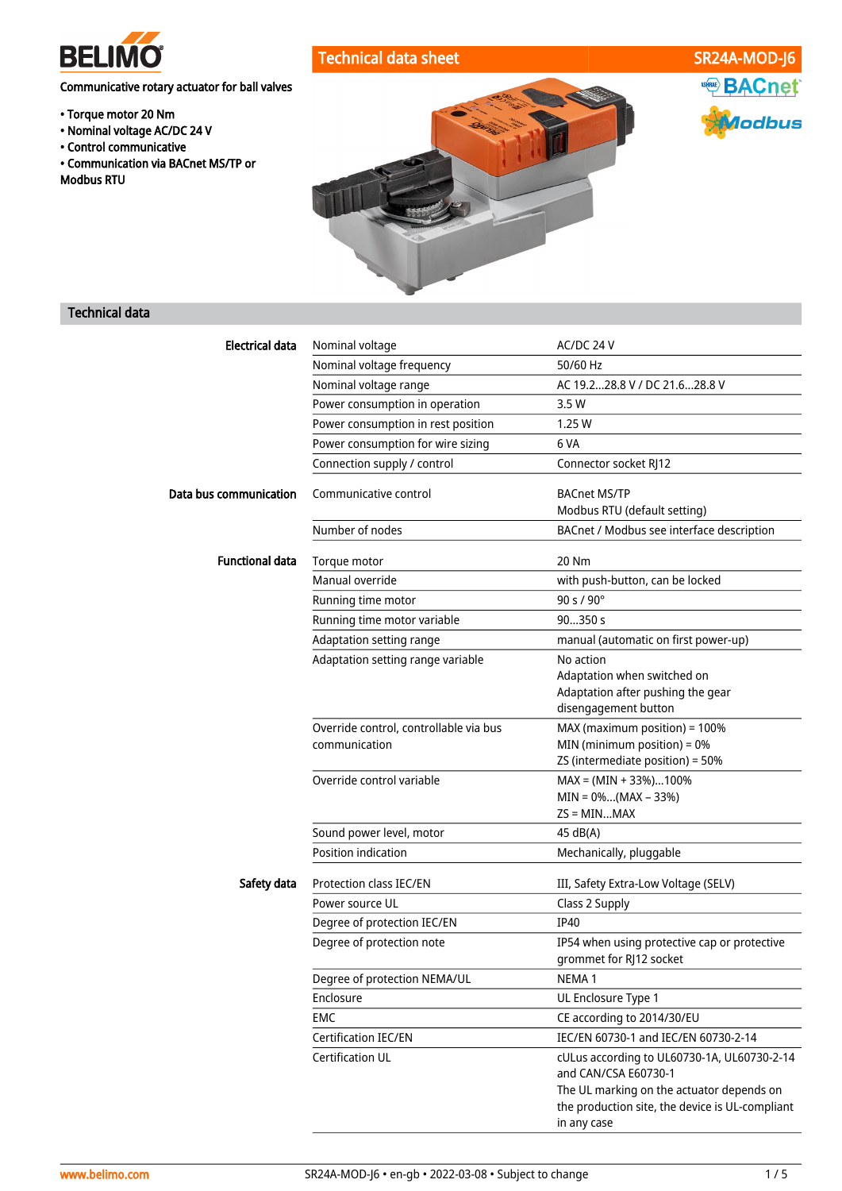BELIMO

# Technical data sheet — SR24A-MOD-J6

Communicative rotary actuator for ball valves

- Torque motor 20 Nm
- Nominal voltage AC/DC 24 V
- Control communicative
- Communication via BACnet MS/TP or Modbus RTU

## Technical data

| | | |
|---|---|---|
| **Electrical data** | Nominal voltage | AC/DC 24 V |
| | Nominal voltage frequency | 50/60 Hz |
| | Nominal voltage range | AC 19.2...28.8 V / DC 21.6...28.8 V |
| | Power consumption in operation | 3.5 W |
| | Power consumption in rest position | 1.25 W |
| | Power consumption for wire sizing | 6 VA |
| | Connection supply / control | Connector socket RJ12 |
| **Data bus communication** | Communicative control | BACnet MS/TP<br>Modbus RTU (default setting) |
| | Number of nodes | BACnet / Modbus see interface description |
| **Functional data** | Torque motor | 20 Nm |
| | Manual override | with push-button, can be locked |
| | Running time motor | 90 s / 90° |
| | Running time motor variable | 90...350 s |
| | Adaptation setting range | manual (automatic on first power-up) |
| | Adaptation setting range variable | No action<br>Adaptation when switched on<br>Adaptation after pushing the gear disengagement button |
| | Override control, controllable via bus communication | MAX (maximum position) = 100%<br>MIN (minimum position) = 0%<br>ZS (intermediate position) = 50% |
| | Override control variable | MAX = (MIN + 33%)...100%<br>MIN = 0%...(MAX – 33%)<br>ZS = MIN...MAX |
| | Sound power level, motor | 45 dB(A) |
| | Position indication | Mechanically, pluggable |
| **Safety data** | Protection class IEC/EN | III, Safety Extra-Low Voltage (SELV) |
| | Power source UL | Class 2 Supply |
| | Degree of protection IEC/EN | IP40 |
| | Degree of protection note | IP54 when using protective cap or protective grommet for RJ12 socket |
| | Degree of protection NEMA/UL | NEMA 1 |
| | Enclosure | UL Enclosure Type 1 |
| | EMC | CE according to 2014/30/EU |
| | Certification IEC/EN | IEC/EN 60730-1 and IEC/EN 60730-2-14 |
| | Certification UL | cULus according to UL60730-1A, UL60730-2-14 and CAN/CSA E60730-1<br>The UL marking on the actuator depends on the production site, the device is UL-compliant in any case |

www.belimo.com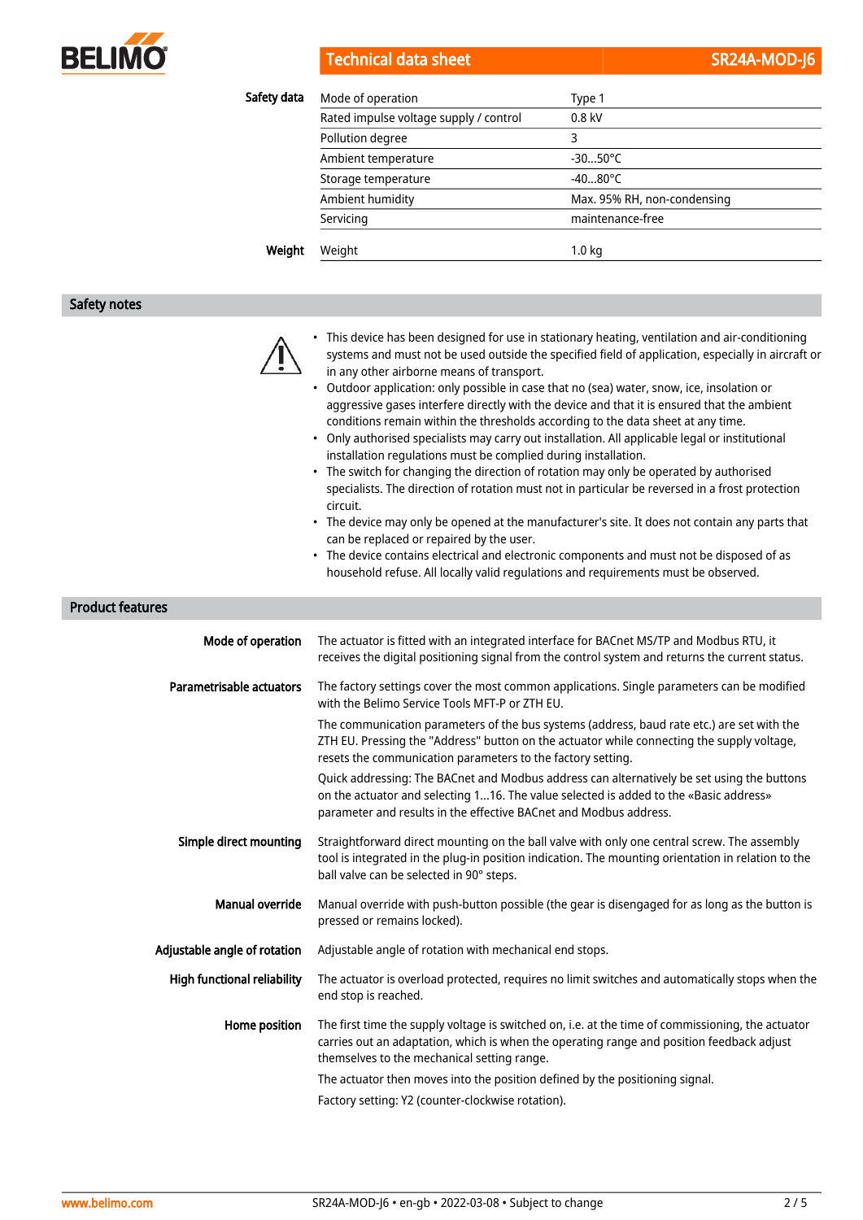| | | |
|---|---|---|
| **Safety data** | Mode of operation | Type 1 |
| | Rated impulse voltage supply / control | 0.8 kV |
| | Pollution degree | 3 |
| | Ambient temperature | -30...50°C |
| | Storage temperature | -40...80°C |
| | Ambient humidity | Max. 95% RH, non-condensing |
| | Servicing | maintenance-free |
| **Weight** | Weight | 1.0 kg |

## Safety notes

- This device has been designed for use in stationary heating, ventilation and air-conditioning systems and must not be used outside the specified field of application, especially in aircraft or in any other airborne means of transport.
- Outdoor application: only possible in case that no (sea) water, snow, ice, insolation or aggressive gases interfere directly with the device and that it is ensured that the ambient conditions remain within the thresholds according to the data sheet at any time.
- Only authorised specialists may carry out installation. All applicable legal or institutional installation regulations must be complied during installation.
- The switch for changing the direction of rotation may only be operated by authorised specialists. The direction of rotation must not in particular be reversed in a frost protection circuit.
- The device may only be opened at the manufacturer's site. It does not contain any parts that can be replaced or repaired by the user.
- The device contains electrical and electronic components and must not be disposed of as household refuse. All locally valid regulations and requirements must be observed.

## Product features

**Mode of operation**

The actuator is fitted with an integrated interface for BACnet MS/TP and Modbus RTU, it receives the digital positioning signal from the control system and returns the current status.

**Parametrisable actuators**

The factory settings cover the most common applications. Single parameters can be modified with the Belimo Service Tools MFT-P or ZTH EU.

The communication parameters of the bus systems (address, baud rate etc.) are set with the ZTH EU. Pressing the "Address" button on the actuator while connecting the supply voltage, resets the communication parameters to the factory setting.

Quick addressing: The BACnet and Modbus address can alternatively be set using the buttons on the actuator and selecting 1...16. The value selected is added to the «Basic address» parameter and results in the effective BACnet and Modbus address.

**Simple direct mounting**

Straightforward direct mounting on the ball valve with only one central screw. The assembly tool is integrated in the plug-in position indication. The mounting orientation in relation to the ball valve can be selected in 90° steps.

**Manual override**

Manual override with push-button possible (the gear is disengaged for as long as the button is pressed or remains locked).

**Adjustable angle of rotation**

Adjustable angle of rotation with mechanical end stops.

**High functional reliability**

The actuator is overload protected, requires no limit switches and automatically stops when the end stop is reached.

**Home position**

The first time the supply voltage is switched on, i.e. at the time of commissioning, the actuator carries out an adaptation, which is when the operating range and position feedback adjust themselves to the mechanical setting range.

The actuator then moves into the position defined by the positioning signal.

Factory setting: Y2 (counter-clockwise rotation).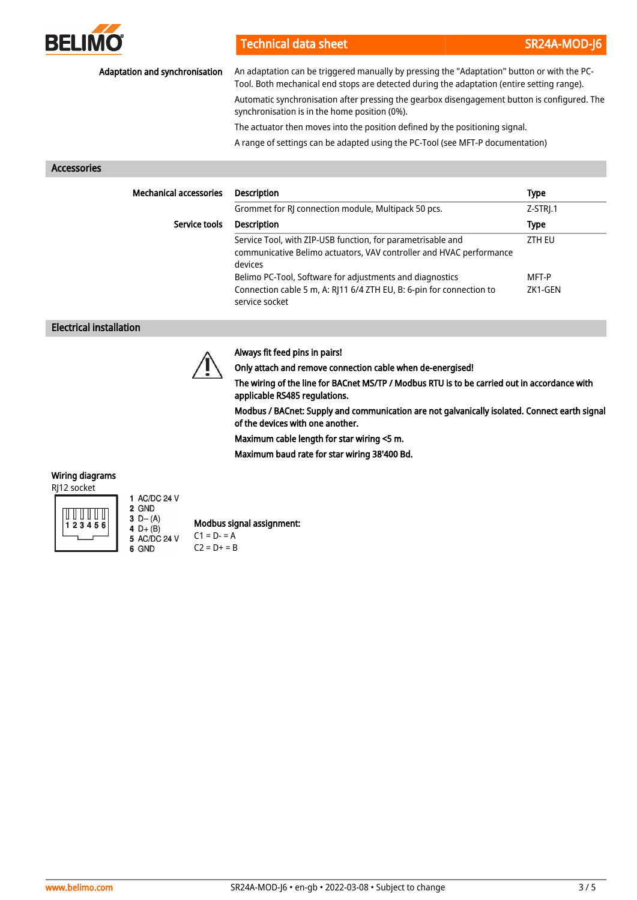**Adaptation and synchronisation**

An adaptation can be triggered manually by pressing the "Adaptation" button or with the PC-Tool. Both mechanical end stops are detected during the adaptation (entire setting range).

Automatic synchronisation after pressing the gearbox disengagement button is configured. The synchronisation is in the home position (0%).

The actuator then moves into the position defined by the positioning signal.

A range of settings can be adapted using the PC-Tool (see MFT-P documentation)

## Accessories

**Mechanical accessories**

| Description | Type |
|---|---|
| Grommet for RJ connection module, Multipack 50 pcs. | Z-STRJ.1 |

**Service tools**

| Description | Type |
|---|---|
| Service Tool, with ZIP-USB function, for parametrisable and communicative Belimo actuators, VAV controller and HVAC performance devices | ZTH EU |
| Belimo PC-Tool, Software for adjustments and diagnostics | MFT-P |
| Connection cable 5 m, A: RJ11 6/4 ZTH EU, B: 6-pin for connection to service socket | ZK1-GEN |

## Electrical installation

**Always fit feed pins in pairs!**

**Only attach and remove connection cable when de-energised!**

**The wiring of the line for BACnet MS/TP / Modbus RTU is to be carried out in accordance with applicable RS485 regulations.**

**Modbus / BACnet: Supply and communication are not galvanically isolated. Connect earth signal of the devices with one another.**

**Maximum cable length for star wiring <5 m.**

**Maximum baud rate for star wiring 38'400 Bd.**

**Wiring diagrams**

RJ12 socket

1 AC/DC 24 V
2 GND
3 D– (A)
4 D+ (B)
5 AC/DC 24 V
6 GND

**Modbus signal assignment:**

C1 = D- = A

C2 = D+ = B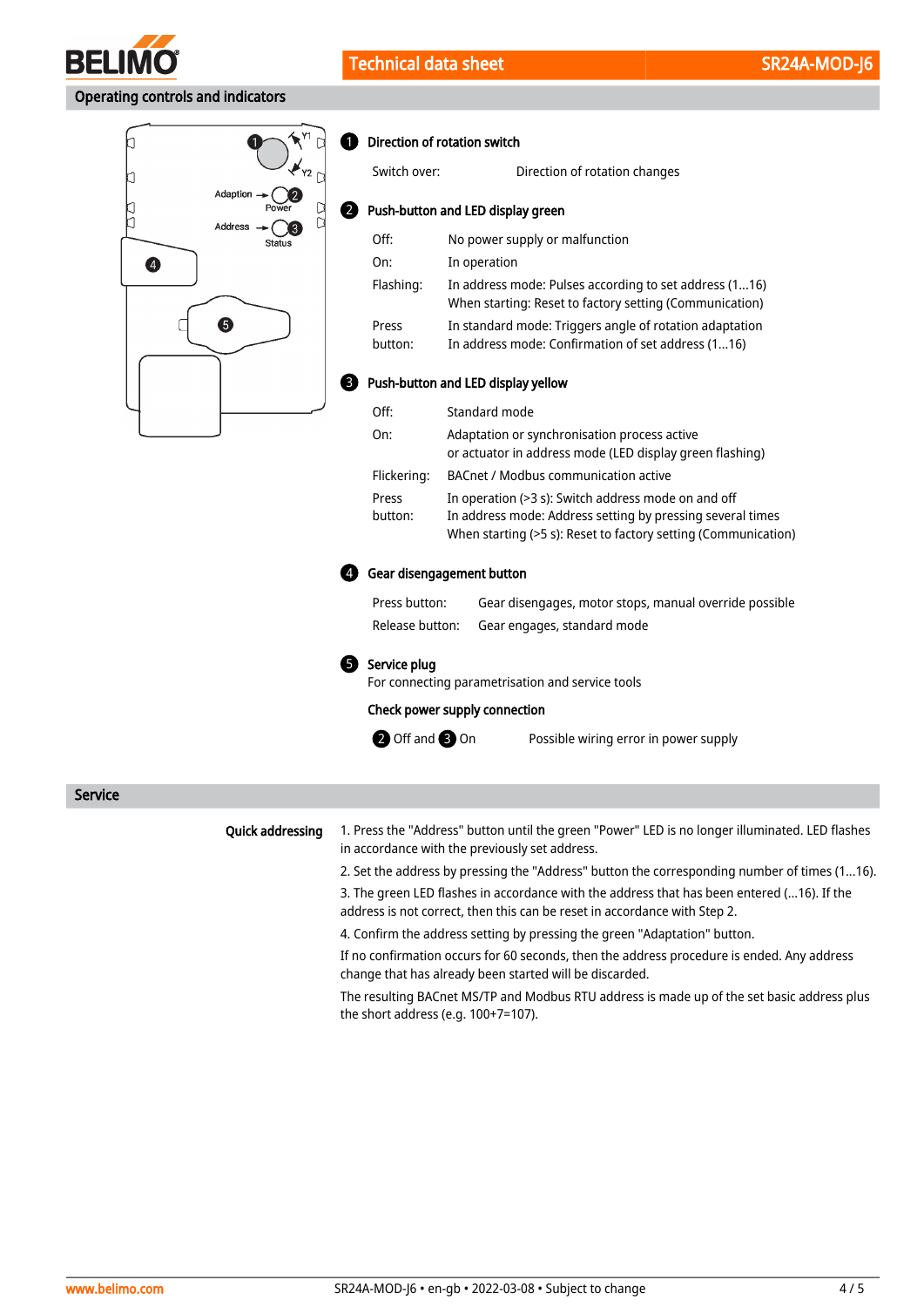## Operating controls and indicators

### ❶ Direction of rotation switch

| | |
|---|---|
| Switch over: | Direction of rotation changes |

### ❷ Push-button and LED display green

| | |
|---|---|
| Off: | No power supply or malfunction |
| On: | In operation |
| Flashing: | In address mode: Pulses according to set address (1...16)<br>When starting: Reset to factory setting (Communication) |
| Press button: | In standard mode: Triggers angle of rotation adaptation<br>In address mode: Confirmation of set address (1...16) |

### ❸ Push-button and LED display yellow

| | |
|---|---|
| Off: | Standard mode |
| On: | Adaptation or synchronisation process active<br>or actuator in address mode (LED display green flashing) |
| Flickering: | BACnet / Modbus communication active |
| Press button: | In operation (>3 s): Switch address mode on and off<br>In address mode: Address setting by pressing several times<br>When starting (>5 s): Reset to factory setting (Communication) |

### ❹ Gear disengagement button

| | |
|---|---|
| Press button: | Gear disengages, motor stops, manual override possible |
| Release button: | Gear engages, standard mode |

### ❺ Service plug

For connecting parametrisation and service tools

**Check power supply connection**

| | |
|---|---|
| ❷ Off and ❸ On | Possible wiring error in power supply |

## Service

**Quick addressing**

1. Press the "Address" button until the green "Power" LED is no longer illuminated. LED flashes in accordance with the previously set address.
2. Set the address by pressing the "Address" button the corresponding number of times (1...16).
3. The green LED flashes in accordance with the address that has been entered (...16). If the address is not correct, then this can be reset in accordance with Step 2.
4. Confirm the address setting by pressing the green "Adaptation" button.

If no confirmation occurs for 60 seconds, then the address procedure is ended. Any address change that has already been started will be discarded.

The resulting BACnet MS/TP and Modbus RTU address is made up of the set basic address plus the short address (e.g. 100+7=107).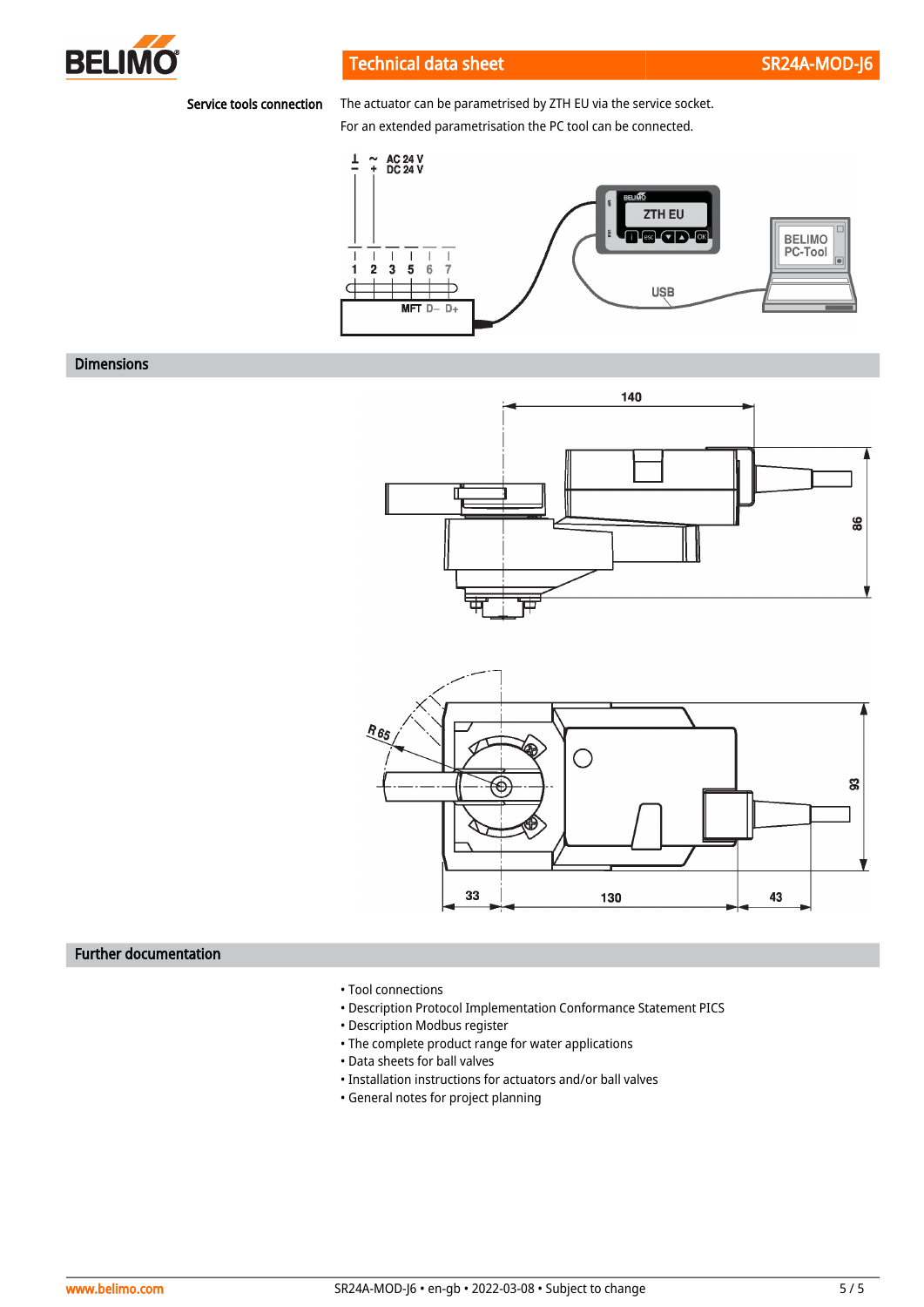**Service tools connection**

The actuator can be parametrised by ZTH EU via the service socket.

For an extended parametrisation the PC tool can be connected.

⊥ − ~ + AC 24 V DC 24 V

1 2 3 5 6 7

MFT D– D+

ZTH EU

USB

BELIMO PC-Tool

## Dimensions

140

86

R 65

93

33

130

43

## Further documentation

- Tool connections
- Description Protocol Implementation Conformance Statement PICS
- Description Modbus register
- The complete product range for water applications
- Data sheets for ball valves
- Installation instructions for actuators and/or ball valves
- General notes for project planning